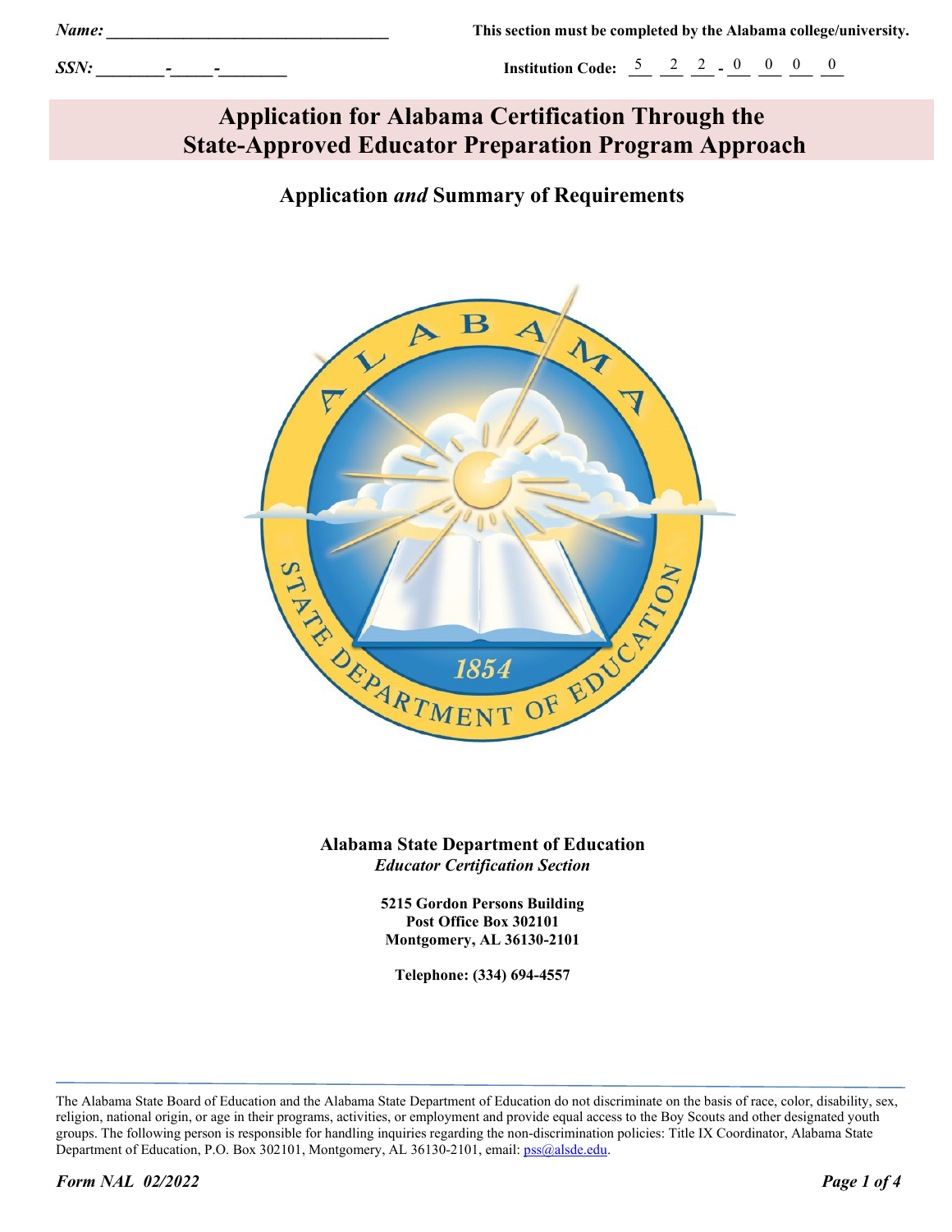*Name:* ___________________________________ **This section must be completed by the Alabama college/university.**

*SSN:* ________-_____-________ **Institution Code:** 5 2 2 - 0 0 0 0

# Application for Alabama Certification Through the State-Approved Educator Preparation Program Approach

## Application *and* Summary of Requirements

**Alabama State Department of Education**
***Educator Certification Section***

**5215 Gordon Persons Building**
**Post Office Box 302101**
**Montgomery, AL 36130-2101**

**Telephone: (334) 694-4557**

The Alabama State Board of Education and the Alabama State Department of Education do not discriminate on the basis of race, color, disability, sex, religion, national origin, or age in their programs, activities, or employment and provide equal access to the Boy Scouts and other designated youth groups. The following person is responsible for handling inquiries regarding the non-discrimination policies: Title IX Coordinator, Alabama State Department of Education, P.O. Box 302101, Montgomery, AL 36130-2101, email: pss@alsde.edu.

*Form NAL 02/2022*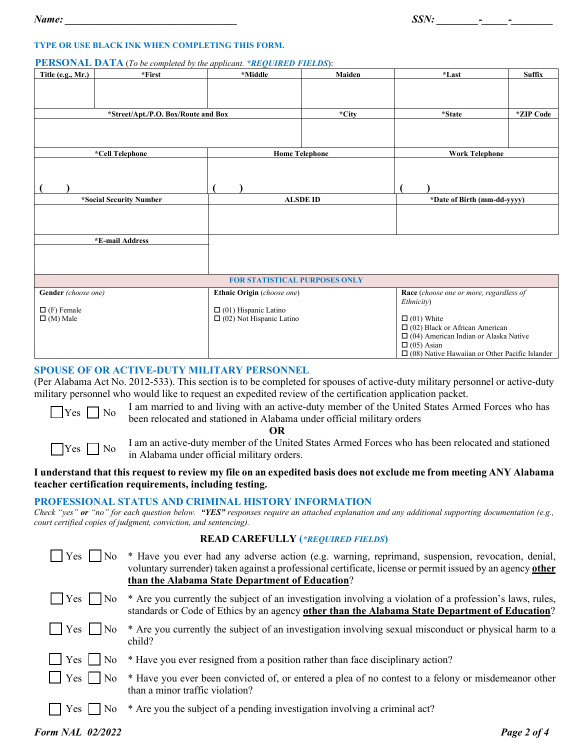**Name:** ________________________________ **SSN:** ________-_____-________

**TYPE OR USE BLACK INK WHEN COMPLETING THIS FORM.**

## PERSONAL DATA (*To be completed by the applicant. \*REQUIRED FIELDS*):

| Title (e.g., Mr.) | *First | *Middle | Maiden | *Last | Suffix |
|---|---|---|---|---|---|
| | | | | | |

| *Street/Apt./P.O. Box/Route and Box | *City | *State | *ZIP Code |
|---|---|---|---|
| | | | |

| *Cell Telephone | Home Telephone | Work Telephone |
|---|---|---|
| (     ) | (     ) | (     ) |

| *Social Security Number | ALSDE ID | *Date of Birth (mm-dd-yyyy) |
|---|---|---|
| | | |

| *E-mail Address |
|---|
| |

**FOR STATISTICAL PURPOSES ONLY**

| Gender (*choose one*) | Ethnic Origin (*choose one*) | Race (*choose one or more, regardless of Ethnicity*) |
|---|---|---|
| ☐ (F) Female<br>☐ (M) Male | ☐ (01) Hispanic Latino<br>☐ (02) Not Hispanic Latino | ☐ (01) White<br>☐ (02) Black or African American<br>☐ (04) American Indian or Alaska Native<br>☐ (05) Asian<br>☐ (08) Native Hawaiian or Other Pacific Islander |

## SPOUSE OF OR ACTIVE-DUTY MILITARY PERSONNEL

(Per Alabama Act No. 2012-533). This section is to be completed for spouses of active-duty military personnel or active-duty military personnel who would like to request an expedited review of the certification application packet.

☐ Yes ☐ No I am married to and living with an active-duty member of the United States Armed Forces who has been relocated and stationed in Alabama under official military orders

**OR**

☐ Yes ☐ No I am an active-duty member of the United States Armed Forces who has been relocated and stationed in Alabama under official military orders.

**I understand that this request to review my file on an expedited basis does not exclude me from meeting ANY Alabama teacher certification requirements, including testing.**

## PROFESSIONAL STATUS AND CRIMINAL HISTORY INFORMATION

*Check "yes" **or** "no" for each question below. **"YES"** responses require an attached explanation and any additional supporting documentation (e.g., court certified copies of judgment, conviction, and sentencing).*

### READ CAREFULLY (*\*REQUIRED FIELDS*)

☐ Yes ☐ No * Have you ever had any adverse action (e.g. warning, reprimand, suspension, revocation, denial, voluntary surrender) taken against a professional certificate, license or permit issued by an agency **other than the Alabama State Department of Education**?

☐ Yes ☐ No * Are you currently the subject of an investigation involving a violation of a profession's laws, rules, standards or Code of Ethics by an agency **other than the Alabama State Department of Education**?

☐ Yes ☐ No * Are you currently the subject of an investigation involving sexual misconduct or physical harm to a child?

☐ Yes ☐ No * Have you ever resigned from a position rather than face disciplinary action?

☐ Yes ☐ No * Have you ever been convicted of, or entered a plea of no contest to a felony or misdemeanor other than a minor traffic violation?

☐ Yes ☐ No * Are you the subject of a pending investigation involving a criminal act?

*Form NAL 02/2022*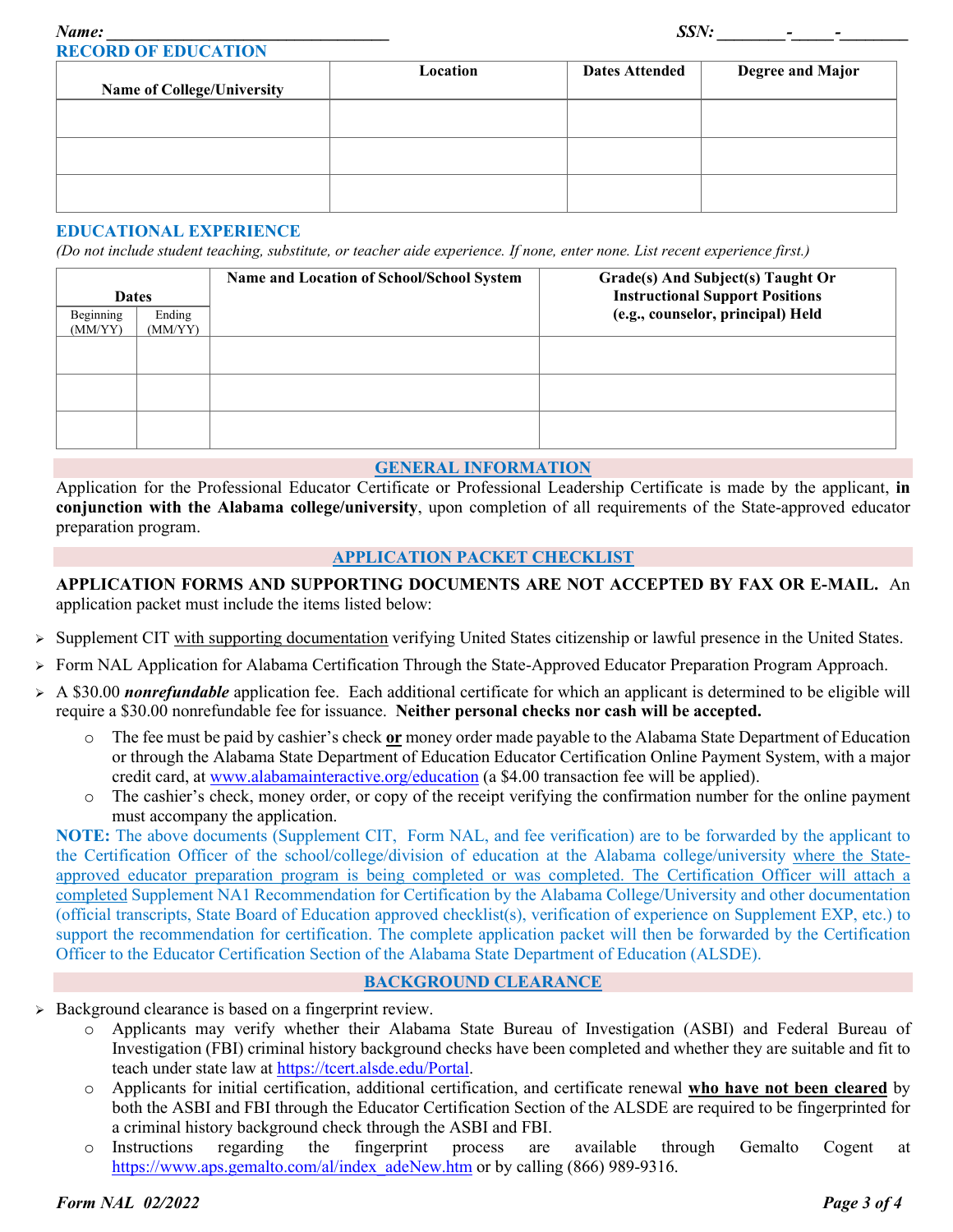**Name: ________________________________** **SSN: ________-_____-________**

## RECORD OF EDUCATION

| Name of College/University | Location | Dates Attended | Degree and Major |
|---|---|---|---|
| | | | |
| | | | |
| | | | |

## EDUCATIONAL EXPERIENCE

*(Do not include student teaching, substitute, or teacher aide experience. If none, enter none. List recent experience first.)*

| Dates | | Name and Location of School/School System | Grade(s) And Subject(s) Taught Or Instructional Support Positions (e.g., counselor, principal) Held |
|---|---|---|---|
| Beginning (MM/YY) | Ending (MM/YY) | | |
| | | | |
| | | | |
| | | | |

## GENERAL INFORMATION

Application for the Professional Educator Certificate or Professional Leadership Certificate is made by the applicant, **in conjunction with the Alabama college/university**, upon completion of all requirements of the State-approved educator preparation program.

## APPLICATION PACKET CHECKLIST

**APPLICATION FORMS AND SUPPORTING DOCUMENTS ARE NOT ACCEPTED BY FAX OR E-MAIL.** An application packet must include the items listed below:

- Supplement CIT with supporting documentation verifying United States citizenship or lawful presence in the United States.
- Form NAL Application for Alabama Certification Through the State-Approved Educator Preparation Program Approach.
- A $30.00 ***nonrefundable*** application fee. Each additional certificate for which an applicant is determined to be eligible will require a $30.00 nonrefundable fee for issuance. **Neither personal checks nor cash will be accepted.**
  - The fee must be paid by cashier's check **or** money order made payable to the Alabama State Department of Education or through the Alabama State Department of Education Educator Certification Online Payment System, with a major credit card, at www.alabamainteractive.org/education (a $4.00 transaction fee will be applied).
  - The cashier's check, money order, or copy of the receipt verifying the confirmation number for the online payment must accompany the application.

**NOTE:** The above documents (Supplement CIT, Form NAL, and fee verification) are to be forwarded by the applicant to the Certification Officer of the school/college/division of education at the Alabama college/university where the State-approved educator preparation program is being completed or was completed. The Certification Officer will attach a completed Supplement NA1 Recommendation for Certification by the Alabama College/University and other documentation (official transcripts, State Board of Education approved checklist(s), verification of experience on Supplement EXP, etc.) to support the recommendation for certification. The complete application packet will then be forwarded by the Certification Officer to the Educator Certification Section of the Alabama State Department of Education (ALSDE).

## BACKGROUND CLEARANCE

- Background clearance is based on a fingerprint review.
  - Applicants may verify whether their Alabama State Bureau of Investigation (ASBI) and Federal Bureau of Investigation (FBI) criminal history background checks have been completed and whether they are suitable and fit to teach under state law at https://tcert.alsde.edu/Portal.
  - Applicants for initial certification, additional certification, and certificate renewal **who have not been cleared** by both the ASBI and FBI through the Educator Certification Section of the ALSDE are required to be fingerprinted for a criminal history background check through the ASBI and FBI.
  - Instructions regarding the fingerprint process are available through Gemalto Cogent at https://www.aps.gemalto.com/al/index_adeNew.htm or by calling (866) 989-9316.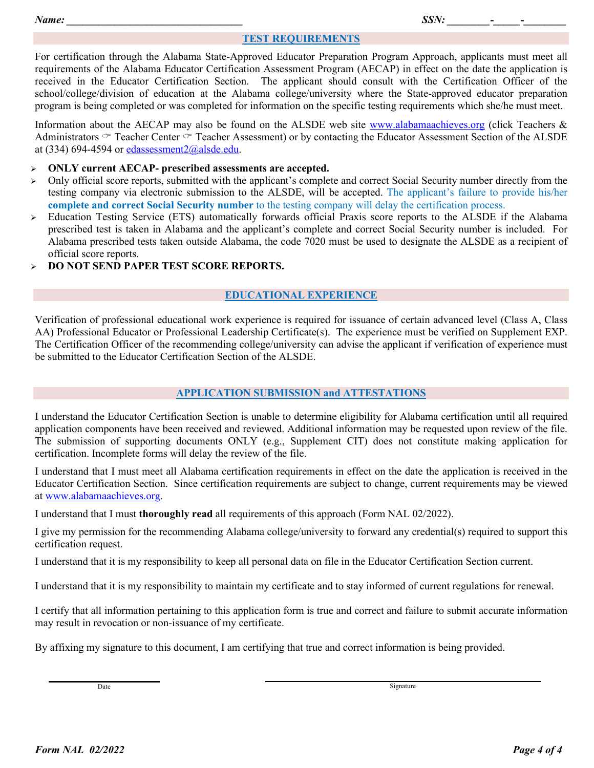*Name:* ________________________________ *SSN:* ________-_____-________

## TEST REQUIREMENTS

For certification through the Alabama State-Approved Educator Preparation Program Approach, applicants must meet all requirements of the Alabama Educator Certification Assessment Program (AECAP) in effect on the date the application is received in the Educator Certification Section. The applicant should consult with the Certification Officer of the school/college/division of education at the Alabama college/university where the State-approved educator preparation program is being completed or was completed for information on the specific testing requirements which she/he must meet.

Information about the AECAP may also be found on the ALSDE web site www.alabamaachieves.org (click Teachers & Administrators ☞ Teacher Center ☞ Teacher Assessment) or by contacting the Educator Assessment Section of the ALSDE at (334) 694-4594 or edassessment2@alsde.edu.

- **ONLY current AECAP- prescribed assessments are accepted.**
- Only official score reports, submitted with the applicant's complete and correct Social Security number directly from the testing company via electronic submission to the ALSDE, will be accepted. The applicant's failure to provide his/her **complete and correct Social Security number** to the testing company will delay the certification process.
- Education Testing Service (ETS) automatically forwards official Praxis score reports to the ALSDE if the Alabama prescribed test is taken in Alabama and the applicant's complete and correct Social Security number is included. For Alabama prescribed tests taken outside Alabama, the code 7020 must be used to designate the ALSDE as a recipient of official score reports.
- **DO NOT SEND PAPER TEST SCORE REPORTS.**

## EDUCATIONAL EXPERIENCE

Verification of professional educational work experience is required for issuance of certain advanced level (Class A, Class AA) Professional Educator or Professional Leadership Certificate(s). The experience must be verified on Supplement EXP. The Certification Officer of the recommending college/university can advise the applicant if verification of experience must be submitted to the Educator Certification Section of the ALSDE.

## APPLICATION SUBMISSION and ATTESTATIONS

I understand the Educator Certification Section is unable to determine eligibility for Alabama certification until all required application components have been received and reviewed. Additional information may be requested upon review of the file. The submission of supporting documents ONLY (e.g., Supplement CIT) does not constitute making application for certification. Incomplete forms will delay the review of the file.

I understand that I must meet all Alabama certification requirements in effect on the date the application is received in the Educator Certification Section. Since certification requirements are subject to change, current requirements may be viewed at www.alabamaachieves.org.

I understand that I must **thoroughly read** all requirements of this approach (Form NAL 02/2022).

I give my permission for the recommending Alabama college/university to forward any credential(s) required to support this certification request.

I understand that it is my responsibility to keep all personal data on file in the Educator Certification Section current.

I understand that it is my responsibility to maintain my certificate and to stay informed of current regulations for renewal.

I certify that all information pertaining to this application form is true and correct and failure to submit accurate information may result in revocation or non-issuance of my certificate.

By affixing my signature to this document, I am certifying that true and correct information is being provided.

________________________ Date

________________________________________ Signature